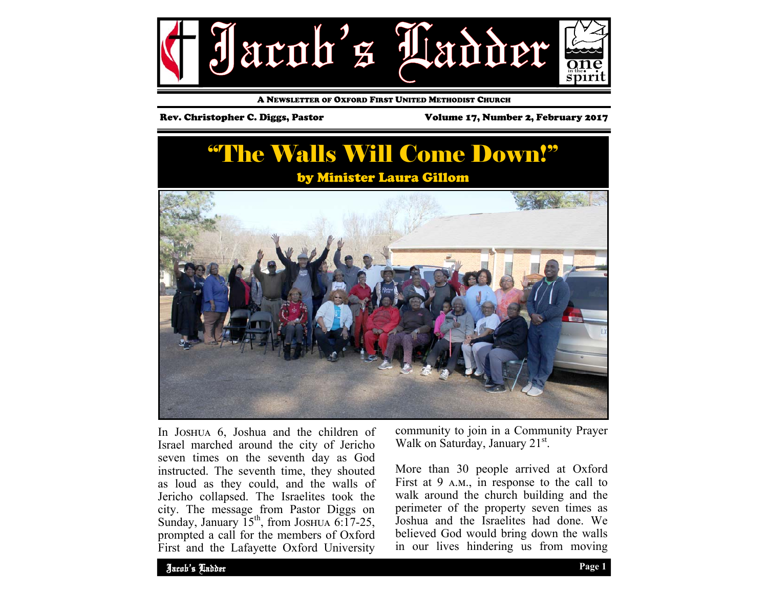# Jacob's Ladder

A NEWSLETTER OF OXFORD FIRST UNITED METHODIST CHURCH

Rev. Christopher C. Diggs, Pastor

Volume 17, Number 2, February 2017

## "The Walls Will Come Down!"

**by Minister Laura Gillom**

In JOSHUA 6, Joshua and the children of Israel marched around the city of Jericho seven times on the seventh day as God instructed. The seventh time, they shouted as loud as they could, and the walls of Jericho collapsed. The Israelites took the city. The message from Pastor Diggs on Sunday, January 15th, from JOSHUA 6:17-25, prompted a call for the members of Oxford First and the Lafayette Oxford University community to join in a Community Prayer Walk on Saturday, January 21st.

More than 30 people arrived at Oxford First at 9 A.M., in response to the call to walk around the church building and the perimeter of the property seven times as Joshua and the Israelites had done. We believed God would bring down the walls in our lives hindering us from moving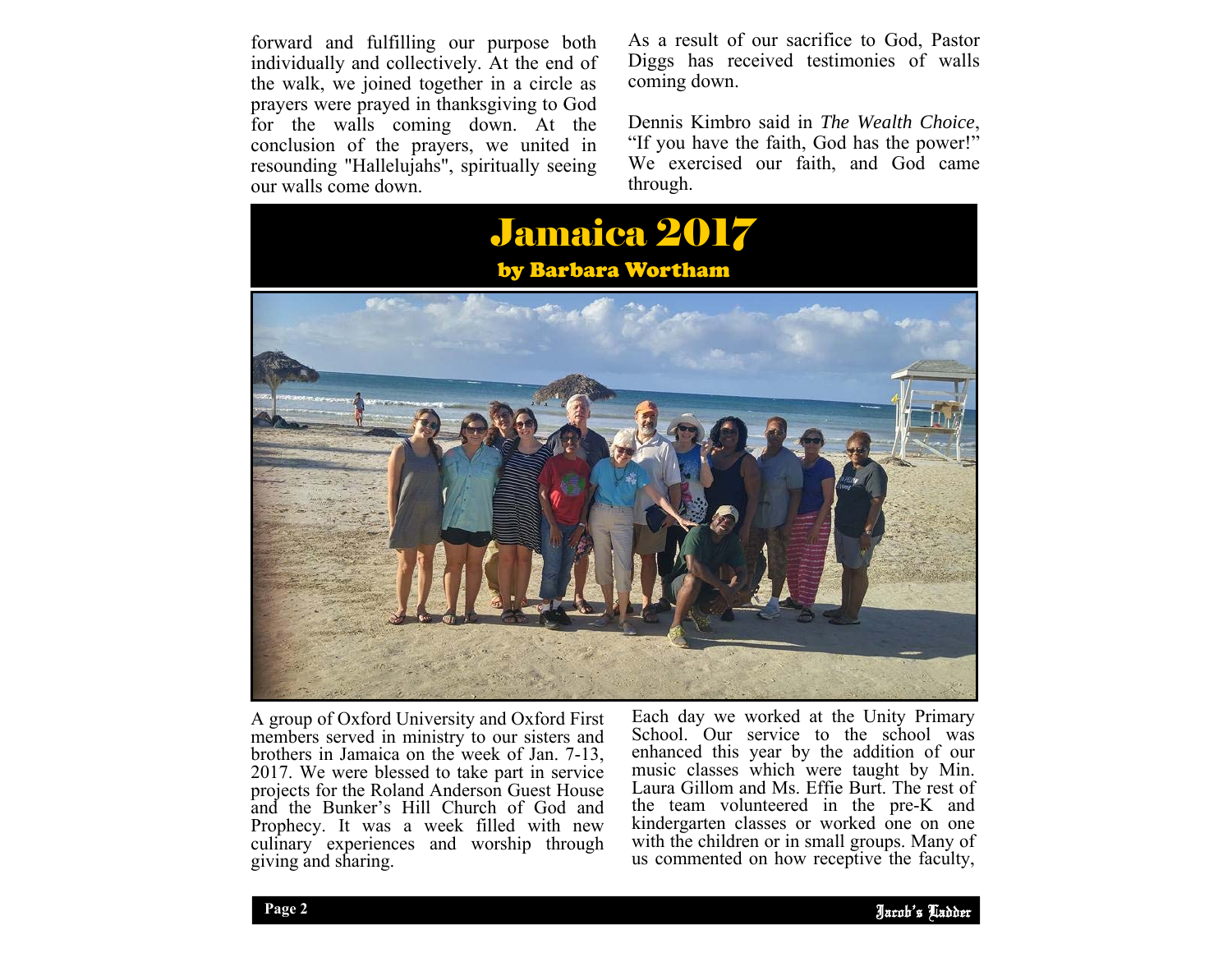forward and fulfilling our purpose both individually and collectively. At the end of the walk, we joined together in a circle as prayers were prayed in thanksgiving to God for the walls coming down. At the conclusion of the prayers, we united in resounding "Hallelujahs", spiritually seeing our walls come down.

As a result of our sacrifice to God, Pastor Diggs has received testimonies of walls coming down.

Dennis Kimbro said in *The Wealth Choice*, "If you have the faith, God has the power!" We exercised our faith, and God came through.

# Jamaica 2017

## by Barbara Wortham

A group of Oxford University and Oxford First members served in ministry to our sisters and brothers in Jamaica on the week of Jan. 7-13, 2017. We were blessed to take part in service projects for the Roland Anderson Guest House and the Bunker's Hill Church of God and Prophecy. It was a week filled with new culinary experiences and worship through giving and sharing.

Each day we worked at the Unity Primary School. Our service to the school was enhanced this year by the addition of our music classes which were taught by Min. Laura Gillom and Ms. Effie Burt. The rest of the team volunteered in the pre-K and kindergarten classes or worked one on one with the children or in small groups. Many of us commented on how receptive the faculty,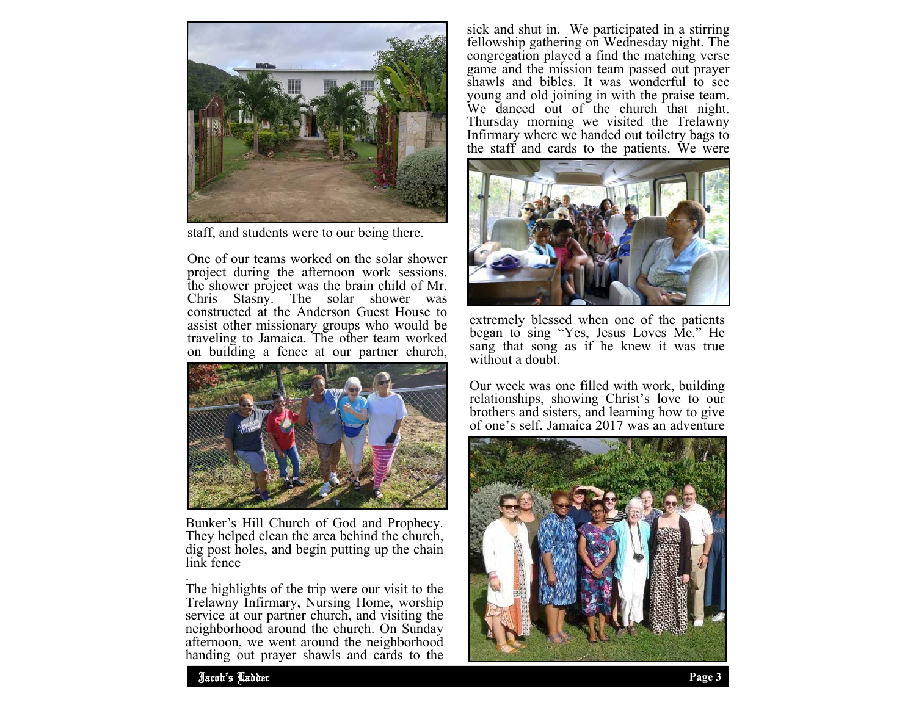staff, and students were to our being there.

One of our teams worked on the solar shower project during the afternoon work sessions. the shower project was the brain child of Mr. Chris Stasny. The solar shower was constructed at the Anderson Guest House to assist other missionary groups who would be traveling to Jamaica. The other team worked on building a fence at our partner church, Bunker's Hill Church of God and Prophecy. They helped clean the area behind the church, dig post holes, and begin putting up the chain link fence

.

The highlights of the trip were our visit to the Trelawny Infirmary, Nursing Home, worship service at our partner church, and visiting the neighborhood around the church. On Sunday afternoon, we went around the neighborhood handing out prayer shawls and cards to the sick and shut in. We participated in a stirring fellowship gathering on Wednesday night. The congregation played a find the matching verse game and the mission team passed out prayer shawls and bibles. It was wonderful to see young and old joining in with the praise team. We danced out of the church that night. Thursday morning we visited the Trelawny Infirmary where we handed out toiletry bags to the staff and cards to the patients. We were extremely blessed when one of the patients began to sing "Yes, Jesus Loves Me." He sang that song as if he knew it was true without a doubt.

Our week was one filled with work, building relationships, showing Christ's love to our brothers and sisters, and learning how to give of one's self. Jamaica 2017 was an adventure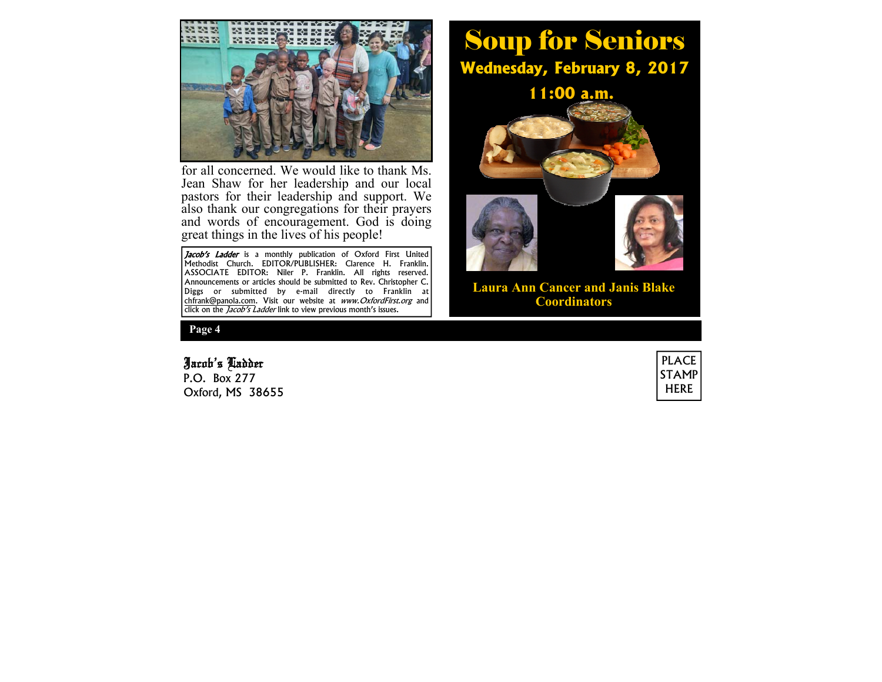for all concerned. We would like to thank Ms. Jean Shaw for her leadership and our local pastors for their leadership and support. We also thank our congregations for their prayers and words of encouragement. God is doing great things in the lives of his people!

***Jacob's Ladder*** is a monthly publication of Oxford First United Methodist Church. EDITOR/PUBLISHER: Clarence H. Franklin. ASSOCIATE EDITOR: Niler P. Franklin. All rights reserved. Announcements or articles should be submitted to Rev. Christopher C. Diggs or submitted by e-mail directly to Franklin at chfrank@panola.com. Visit our website at *www.OxfordFirst.org* and click on the *Jacob's Ladder* link to view previous month's issues.

# Soup for Seniors

## Wednesday, February 8, 2017

## 11:00 a.m.

**Laura Ann Cancer and Janis Blake Coordinators**

Jacob's Ladder
P.O. Box 277
Oxford, MS 38655

PLACE STAMP HERE